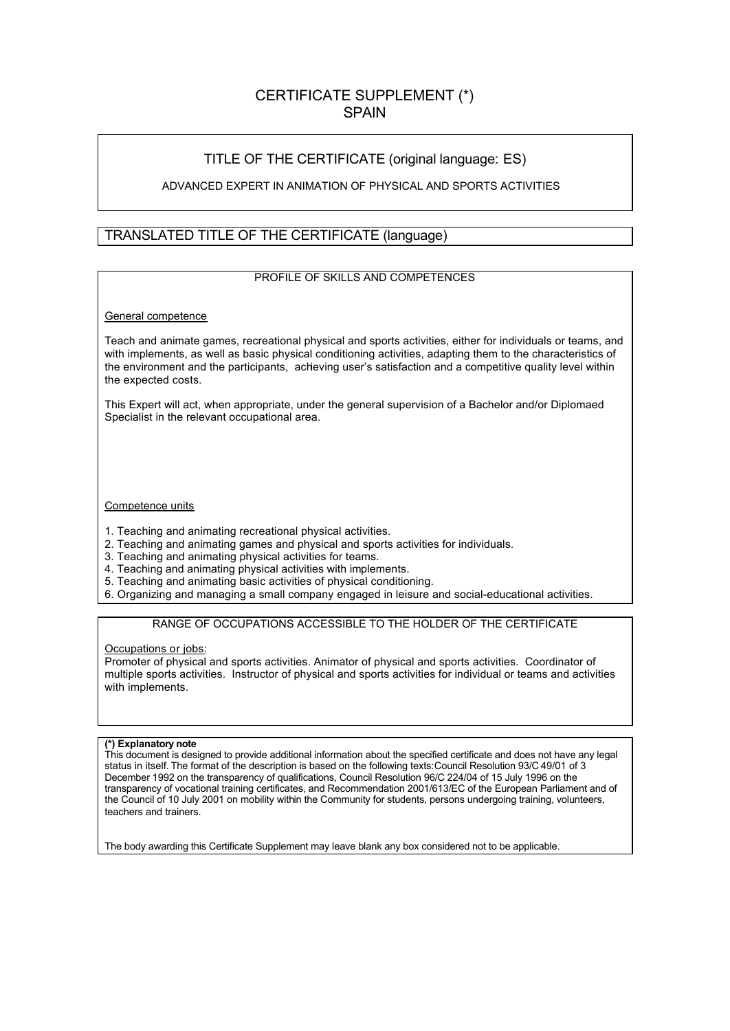# CERTIFICATE SUPPLEMENT (*)
# SPAIN

## TITLE OF THE CERTIFICATE (original language: ES)

ADVANCED EXPERT IN ANIMATION OF PHYSICAL AND SPORTS ACTIVITIES

## TRANSLATED TITLE OF THE CERTIFICATE (language)

## PROFILE OF SKILLS AND COMPETENCES

General competence

Teach and animate games, recreational physical and sports activities, either for individuals or teams, and with implements, as well as basic physical conditioning activities, adapting them to the characteristics of the environment and the participants, achieving user's satisfaction and a competitive quality level within the expected costs.

This Expert will act, when appropriate, under the general supervision of a Bachelor and/or Diplomaed Specialist in the relevant occupational area.

Competence units

1. Teaching and animating recreational physical activities.
2. Teaching and animating games and physical and sports activities for individuals.
3. Teaching and animating physical activities for teams.
4. Teaching and animating physical activities with implements.
5. Teaching and animating basic activities of physical conditioning.
6. Organizing and managing a small company engaged in leisure and social-educational activities.

## RANGE OF OCCUPATIONS ACCESSIBLE TO THE HOLDER OF THE CERTIFICATE

Occupations or jobs:

Promoter of physical and sports activities. Animator of physical and sports activities. Coordinator of multiple sports activities. Instructor of physical and sports activities for individual or teams and activities with implements.

**(*) Explanatory note**

This document is designed to provide additional information about the specified certificate and does not have any legal status in itself. The format of the description is based on the following texts: Council Resolution 93/C 49/01 of 3 December 1992 on the transparency of qualifications, Council Resolution 96/C 224/04 of 15 July 1996 on the transparency of vocational training certificates, and Recommendation 2001/613/EC of the European Parliament and of the Council of 10 July 2001 on mobility within the Community for students, persons undergoing training, volunteers, teachers and trainers.

The body awarding this Certificate Supplement may leave blank any box considered not to be applicable.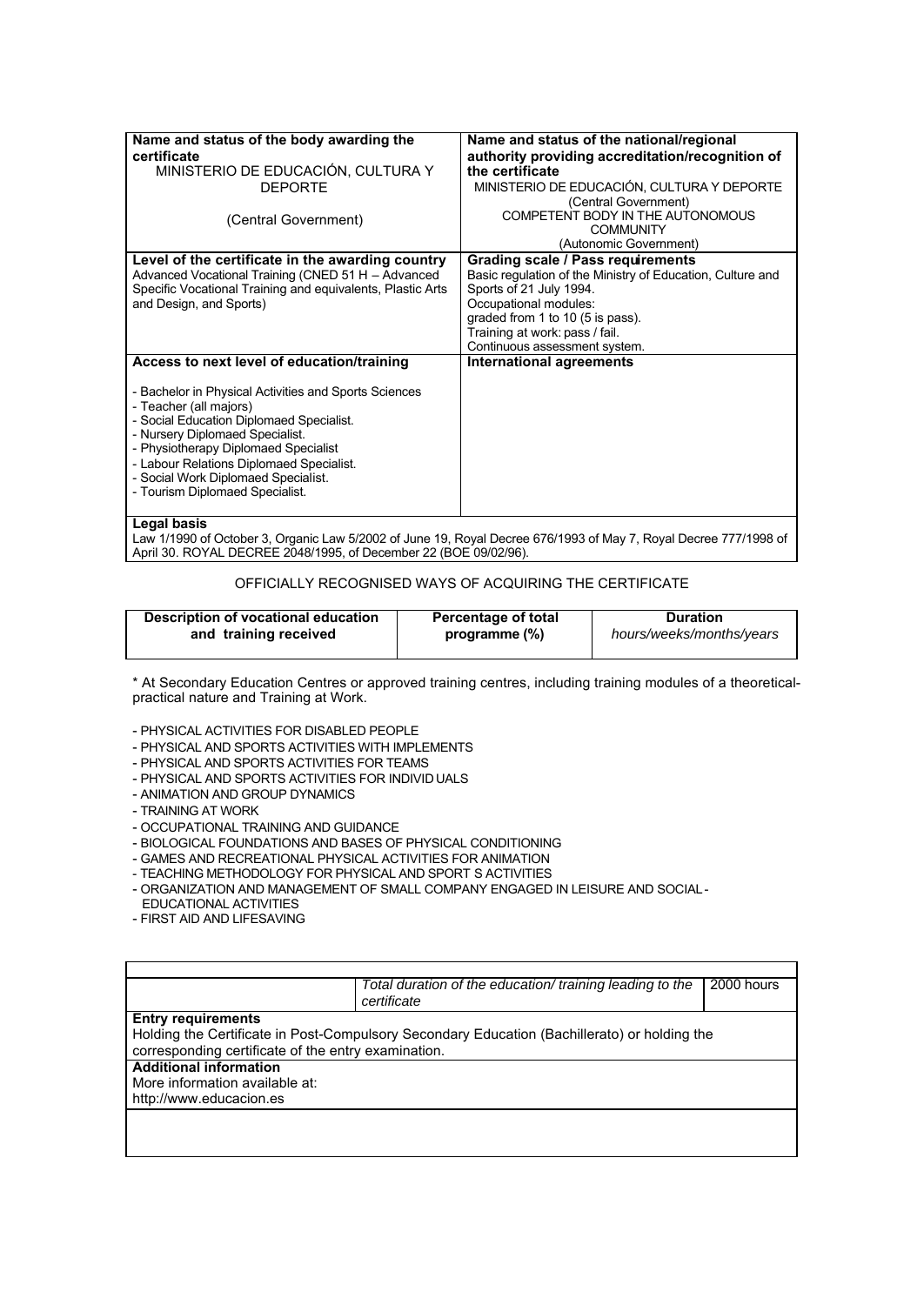| Name and status of the body awarding the certificate | Name and status of the national/regional authority providing accreditation/recognition of the certificate |
|---|---|
| MINISTERIO DE EDUCACIÓN, CULTURA Y DEPORTE<br><br>(Central Government) | MINISTERIO DE EDUCACIÓN, CULTURA Y DEPORTE<br>(Central Government)<br>COMPETENT BODY IN THE AUTONOMOUS COMMUNITY<br>(Autonomic Government) |
| **Level of the certificate in the awarding country**<br>Advanced Vocational Training (CNED 51 H – Advanced Specific Vocational Training and equivalents, Plastic Arts and Design, and Sports) | **Grading scale / Pass requirements**<br>Basic regulation of the Ministry of Education, Culture and Sports of 21 July 1994.<br>Occupational modules:<br>graded from 1 to 10 (5 is pass).<br>Training at work: pass / fail.<br>Continuous assessment system. |
| **Access to next level of education/training**<br><br>- Bachelor in Physical Activities and Sports Sciences<br>- Teacher (all majors)<br>- Social Education Diplomaed Specialist.<br>- Nursery Diplomaed Specialist.<br>- Physiotherapy Diplomaed Specialist<br>- Labour Relations Diplomaed Specialist.<br>- Social Work Diplomaed Specialist.<br>- Tourism Diplomaed Specialist. | **International agreements** |

**Legal basis**
Law 1/1990 of October 3, Organic Law 5/2002 of June 19, Royal Decree 676/1993 of May 7, Royal Decree 777/1998 of April 30. ROYAL DECREE 2048/1995, of December 22 (BOE 09/02/96).

## OFFICIALLY RECOGNISED WAYS OF ACQUIRING THE CERTIFICATE

| Description of vocational education and training received | Percentage of total programme (%) | Duration<br>*hours/weeks/months/years* |
|---|---|---|

\* At Secondary Education Centres or approved training centres, including training modules of a theoretical-practical nature and Training at Work.

- PHYSICAL ACTIVITIES FOR DISABLED PEOPLE
- PHYSICAL AND SPORTS ACTIVITIES WITH IMPLEMENTS
- PHYSICAL AND SPORTS ACTIVITIES FOR TEAMS
- PHYSICAL AND SPORTS ACTIVITIES FOR INDIVIDUALS
- ANIMATION AND GROUP DYNAMICS
- TRAINING AT WORK
- OCCUPATIONAL TRAINING AND GUIDANCE
- BIOLOGICAL FOUNDATIONS AND BASES OF PHYSICAL CONDITIONING
- GAMES AND RECREATIONAL PHYSICAL ACTIVITIES FOR ANIMATION
- TEACHING METHODOLOGY FOR PHYSICAL AND SPORTS ACTIVITIES
- ORGANIZATION AND MANAGEMENT OF SMALL COMPANY ENGAGED IN LEISURE AND SOCIAL-EDUCATIONAL ACTIVITIES
- FIRST AID AND LIFESAVING

| | | |
|---|---|---|
| | *Total duration of the education/ training leading to the certificate* | 2000 hours |

**Entry requirements**
Holding the Certificate in Post-Compulsory Secondary Education (Bachillerato) or holding the corresponding certificate of the entry examination.

**Additional information**
More information available at:
http://www.educacion.es